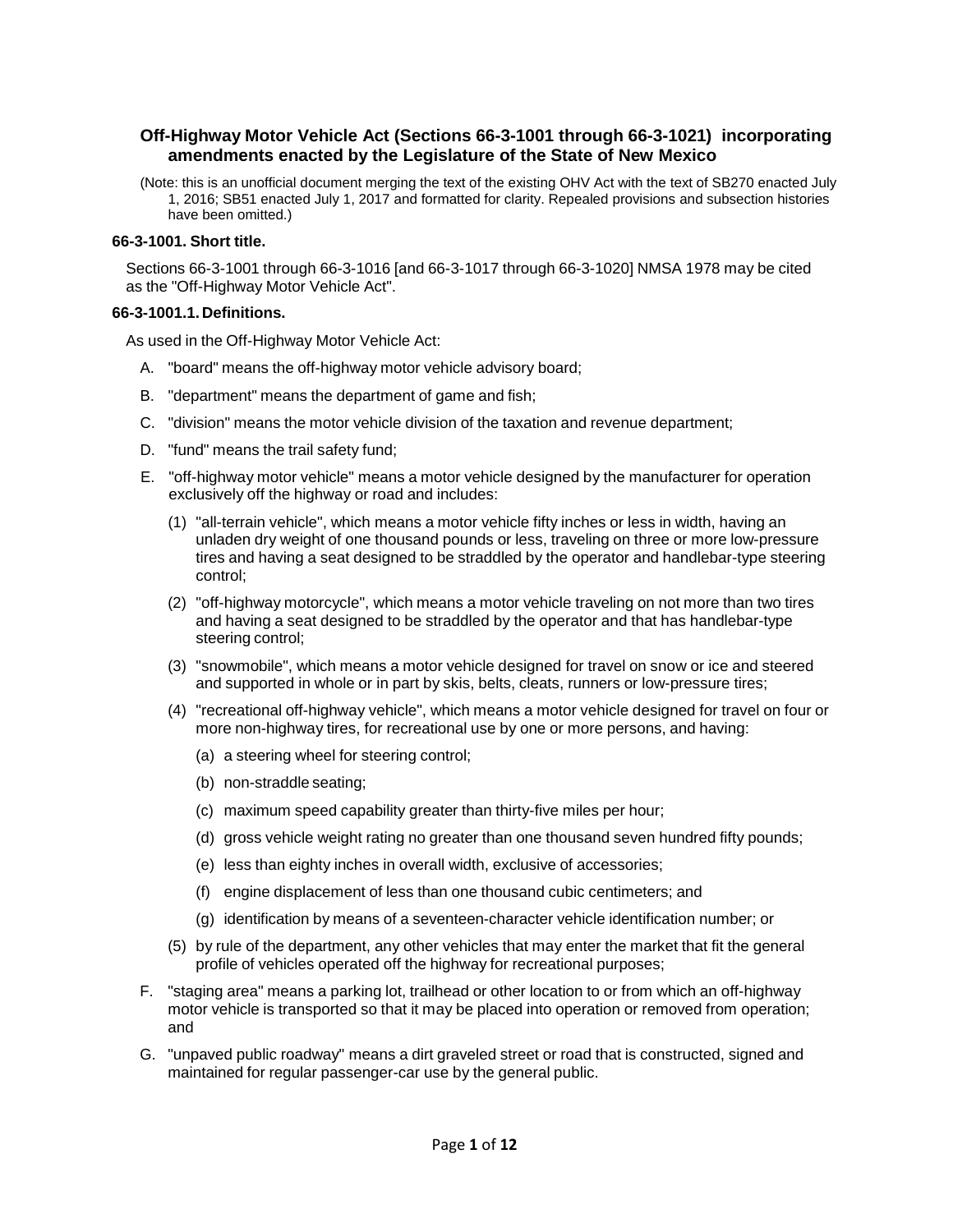# Off-Highway Motor Vehicle Act (Sections 66-3-1001 through 66-3-1021) incorporating amendments enacted by the Legislature of the State of New Mexico

(Note: this is an unofficial document merging the text of the existing OHV Act with the text of SB270 enacted July 1, 2016; SB51 enacted July 1, 2017 and formatted for clarity. Repealed provisions and subsection histories have been omitted.)

### 66-3-1001. Short title.

Sections 66-3-1001 through 66-3-1016 [and 66-3-1017 through 66-3-1020] NMSA 1978 may be cited as the "Off-Highway Motor Vehicle Act".

### 66-3-1001.1. Definitions.

As used in the Off-Highway Motor Vehicle Act:

A. "board" means the off-highway motor vehicle advisory board;

B. "department" means the department of game and fish;

C. "division" means the motor vehicle division of the taxation and revenue department;

D. "fund" means the trail safety fund;

E. "off-highway motor vehicle" means a motor vehicle designed by the manufacturer for operation exclusively off the highway or road and includes:

   (1) "all-terrain vehicle", which means a motor vehicle fifty inches or less in width, having an unladen dry weight of one thousand pounds or less, traveling on three or more low-pressure tires and having a seat designed to be straddled by the operator and handlebar-type steering control;

   (2) "off-highway motorcycle", which means a motor vehicle traveling on not more than two tires and having a seat designed to be straddled by the operator and that has handlebar-type steering control;

   (3) "snowmobile", which means a motor vehicle designed for travel on snow or ice and steered and supported in whole or in part by skis, belts, cleats, runners or low-pressure tires;

   (4) "recreational off-highway vehicle", which means a motor vehicle designed for travel on four or more non-highway tires, for recreational use by one or more persons, and having:

      (a) a steering wheel for steering control;

      (b) non-straddle seating;

      (c) maximum speed capability greater than thirty-five miles per hour;

      (d) gross vehicle weight rating no greater than one thousand seven hundred fifty pounds;

      (e) less than eighty inches in overall width, exclusive of accessories;

      (f) engine displacement of less than one thousand cubic centimeters; and

      (g) identification by means of a seventeen-character vehicle identification number; or

   (5) by rule of the department, any other vehicles that may enter the market that fit the general profile of vehicles operated off the highway for recreational purposes;

F. "staging area" means a parking lot, trailhead or other location to or from which an off-highway motor vehicle is transported so that it may be placed into operation or removed from operation; and

G. "unpaved public roadway" means a dirt graveled street or road that is constructed, signed and maintained for regular passenger-car use by the general public.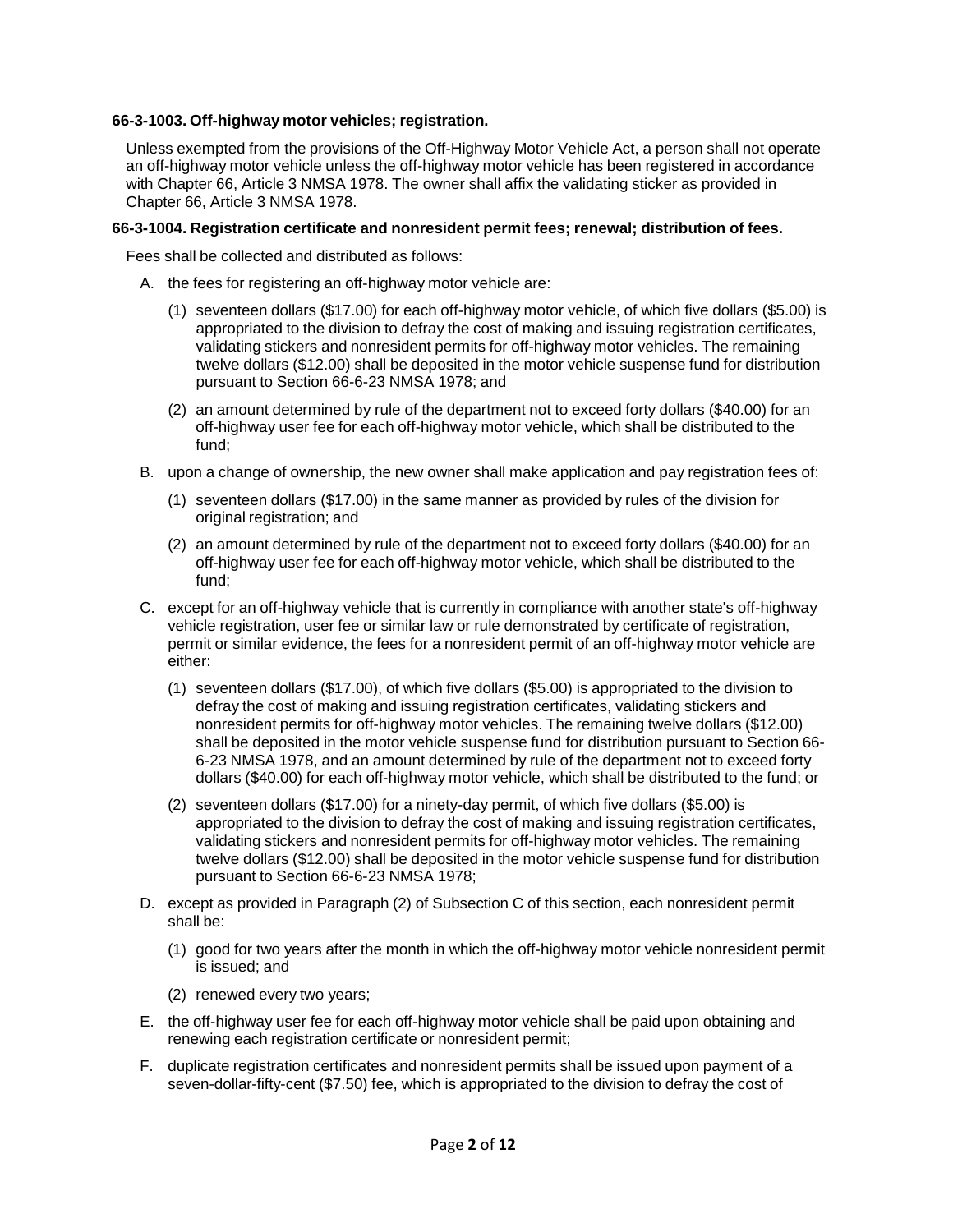**66-3-1003. Off-highway motor vehicles; registration.**

Unless exempted from the provisions of the Off-Highway Motor Vehicle Act, a person shall not operate an off-highway motor vehicle unless the off-highway motor vehicle has been registered in accordance with Chapter 66, Article 3 NMSA 1978. The owner shall affix the validating sticker as provided in Chapter 66, Article 3 NMSA 1978.

**66-3-1004. Registration certificate and nonresident permit fees; renewal; distribution of fees.**

Fees shall be collected and distributed as follows:

A. the fees for registering an off-highway motor vehicle are:

(1) seventeen dollars ($17.00) for each off-highway motor vehicle, of which five dollars ($5.00) is appropriated to the division to defray the cost of making and issuing registration certificates, validating stickers and nonresident permits for off-highway motor vehicles. The remaining twelve dollars ($12.00) shall be deposited in the motor vehicle suspense fund for distribution pursuant to Section 66-6-23 NMSA 1978; and

(2) an amount determined by rule of the department not to exceed forty dollars ($40.00) for an off-highway user fee for each off-highway motor vehicle, which shall be distributed to the fund;

B. upon a change of ownership, the new owner shall make application and pay registration fees of:

(1) seventeen dollars ($17.00) in the same manner as provided by rules of the division for original registration; and

(2) an amount determined by rule of the department not to exceed forty dollars ($40.00) for an off-highway user fee for each off-highway motor vehicle, which shall be distributed to the fund;

C. except for an off-highway vehicle that is currently in compliance with another state's off-highway vehicle registration, user fee or similar law or rule demonstrated by certificate of registration, permit or similar evidence, the fees for a nonresident permit of an off-highway motor vehicle are either:

(1) seventeen dollars ($17.00), of which five dollars ($5.00) is appropriated to the division to defray the cost of making and issuing registration certificates, validating stickers and nonresident permits for off-highway motor vehicles. The remaining twelve dollars ($12.00) shall be deposited in the motor vehicle suspense fund for distribution pursuant to Section 66-6-23 NMSA 1978, and an amount determined by rule of the department not to exceed forty dollars ($40.00) for each off-highway motor vehicle, which shall be distributed to the fund; or

(2) seventeen dollars ($17.00) for a ninety-day permit, of which five dollars ($5.00) is appropriated to the division to defray the cost of making and issuing registration certificates, validating stickers and nonresident permits for off-highway motor vehicles. The remaining twelve dollars ($12.00) shall be deposited in the motor vehicle suspense fund for distribution pursuant to Section 66-6-23 NMSA 1978;

D. except as provided in Paragraph (2) of Subsection C of this section, each nonresident permit shall be:

(1) good for two years after the month in which the off-highway motor vehicle nonresident permit is issued; and

(2) renewed every two years;

E. the off-highway user fee for each off-highway motor vehicle shall be paid upon obtaining and renewing each registration certificate or nonresident permit;

F. duplicate registration certificates and nonresident permits shall be issued upon payment of a seven-dollar-fifty-cent ($7.50) fee, which is appropriated to the division to defray the cost of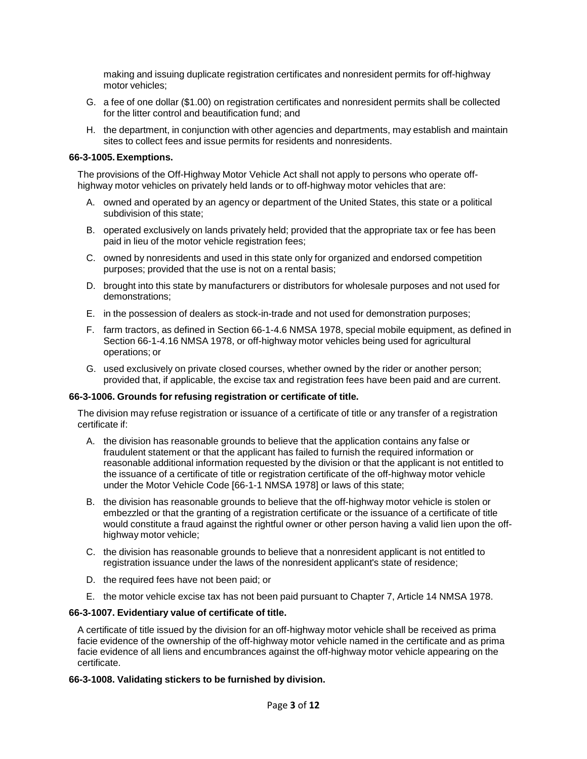making and issuing duplicate registration certificates and nonresident permits for off-highway motor vehicles;

G. a fee of one dollar ($1.00) on registration certificates and nonresident permits shall be collected for the litter control and beautification fund; and

H. the department, in conjunction with other agencies and departments, may establish and maintain sites to collect fees and issue permits for residents and nonresidents.

**66-3-1005. Exemptions.**

The provisions of the Off-Highway Motor Vehicle Act shall not apply to persons who operate off-highway motor vehicles on privately held lands or to off-highway motor vehicles that are:

A. owned and operated by an agency or department of the United States, this state or a political subdivision of this state;

B. operated exclusively on lands privately held; provided that the appropriate tax or fee has been paid in lieu of the motor vehicle registration fees;

C. owned by nonresidents and used in this state only for organized and endorsed competition purposes; provided that the use is not on a rental basis;

D. brought into this state by manufacturers or distributors for wholesale purposes and not used for demonstrations;

E. in the possession of dealers as stock-in-trade and not used for demonstration purposes;

F. farm tractors, as defined in Section 66-1-4.6 NMSA 1978, special mobile equipment, as defined in Section 66-1-4.16 NMSA 1978, or off-highway motor vehicles being used for agricultural operations; or

G. used exclusively on private closed courses, whether owned by the rider or another person; provided that, if applicable, the excise tax and registration fees have been paid and are current.

**66-3-1006. Grounds for refusing registration or certificate of title.**

The division may refuse registration or issuance of a certificate of title or any transfer of a registration certificate if:

A. the division has reasonable grounds to believe that the application contains any false or fraudulent statement or that the applicant has failed to furnish the required information or reasonable additional information requested by the division or that the applicant is not entitled to the issuance of a certificate of title or registration certificate of the off-highway motor vehicle under the Motor Vehicle Code [66-1-1 NMSA 1978] or laws of this state;

B. the division has reasonable grounds to believe that the off-highway motor vehicle is stolen or embezzled or that the granting of a registration certificate or the issuance of a certificate of title would constitute a fraud against the rightful owner or other person having a valid lien upon the off-highway motor vehicle;

C. the division has reasonable grounds to believe that a nonresident applicant is not entitled to registration issuance under the laws of the nonresident applicant's state of residence;

D. the required fees have not been paid; or

E. the motor vehicle excise tax has not been paid pursuant to Chapter 7, Article 14 NMSA 1978.

**66-3-1007. Evidentiary value of certificate of title.**

A certificate of title issued by the division for an off-highway motor vehicle shall be received as prima facie evidence of the ownership of the off-highway motor vehicle named in the certificate and as prima facie evidence of all liens and encumbrances against the off-highway motor vehicle appearing on the certificate.

**66-3-1008. Validating stickers to be furnished by division.**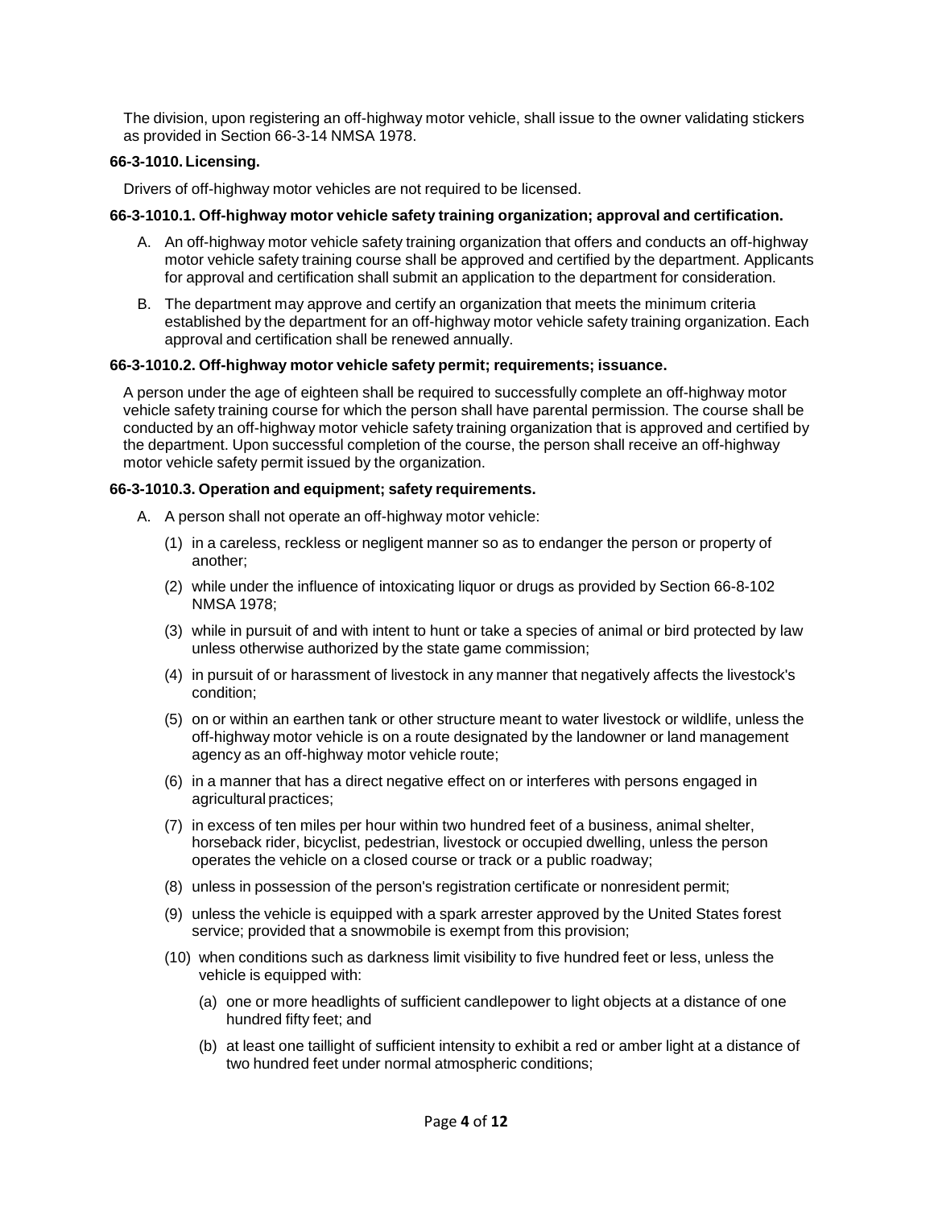The division, upon registering an off-highway motor vehicle, shall issue to the owner validating stickers as provided in Section 66-3-14 NMSA 1978.

**66-3-1010. Licensing.**

Drivers of off-highway motor vehicles are not required to be licensed.

**66-3-1010.1. Off-highway motor vehicle safety training organization; approval and certification.**

A. An off-highway motor vehicle safety training organization that offers and conducts an off-highway motor vehicle safety training course shall be approved and certified by the department. Applicants for approval and certification shall submit an application to the department for consideration.

B. The department may approve and certify an organization that meets the minimum criteria established by the department for an off-highway motor vehicle safety training organization. Each approval and certification shall be renewed annually.

**66-3-1010.2. Off-highway motor vehicle safety permit; requirements; issuance.**

A person under the age of eighteen shall be required to successfully complete an off-highway motor vehicle safety training course for which the person shall have parental permission. The course shall be conducted by an off-highway motor vehicle safety training organization that is approved and certified by the department. Upon successful completion of the course, the person shall receive an off-highway motor vehicle safety permit issued by the organization.

**66-3-1010.3. Operation and equipment; safety requirements.**

A. A person shall not operate an off-highway motor vehicle:

(1) in a careless, reckless or negligent manner so as to endanger the person or property of another;

(2) while under the influence of intoxicating liquor or drugs as provided by Section 66-8-102 NMSA 1978;

(3) while in pursuit of and with intent to hunt or take a species of animal or bird protected by law unless otherwise authorized by the state game commission;

(4) in pursuit of or harassment of livestock in any manner that negatively affects the livestock's condition;

(5) on or within an earthen tank or other structure meant to water livestock or wildlife, unless the off-highway motor vehicle is on a route designated by the landowner or land management agency as an off-highway motor vehicle route;

(6) in a manner that has a direct negative effect on or interferes with persons engaged in agricultural practices;

(7) in excess of ten miles per hour within two hundred feet of a business, animal shelter, horseback rider, bicyclist, pedestrian, livestock or occupied dwelling, unless the person operates the vehicle on a closed course or track or a public roadway;

(8) unless in possession of the person's registration certificate or nonresident permit;

(9) unless the vehicle is equipped with a spark arrester approved by the United States forest service; provided that a snowmobile is exempt from this provision;

(10) when conditions such as darkness limit visibility to five hundred feet or less, unless the vehicle is equipped with:

(a) one or more headlights of sufficient candlepower to light objects at a distance of one hundred fifty feet; and

(b) at least one taillight of sufficient intensity to exhibit a red or amber light at a distance of two hundred feet under normal atmospheric conditions;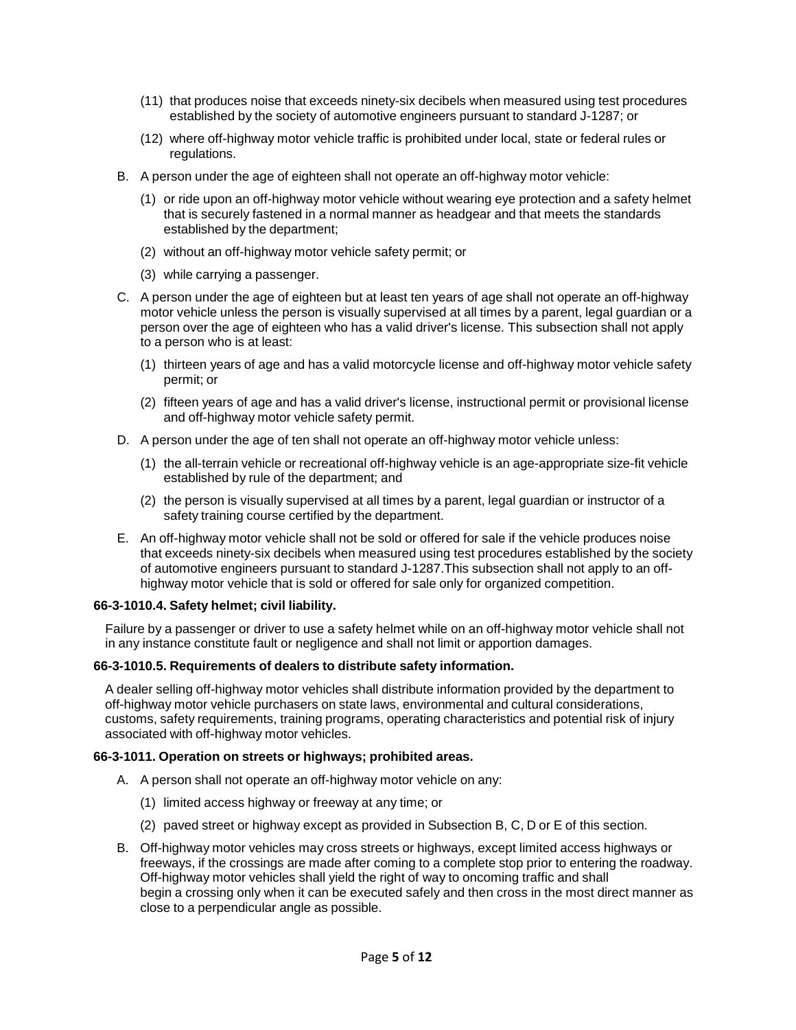(11) that produces noise that exceeds ninety-six decibels when measured using test procedures established by the society of automotive engineers pursuant to standard J-1287; or

(12) where off-highway motor vehicle traffic is prohibited under local, state or federal rules or regulations.

B. A person under the age of eighteen shall not operate an off-highway motor vehicle:

(1) or ride upon an off-highway motor vehicle without wearing eye protection and a safety helmet that is securely fastened in a normal manner as headgear and that meets the standards established by the department;

(2) without an off-highway motor vehicle safety permit; or

(3) while carrying a passenger.

C. A person under the age of eighteen but at least ten years of age shall not operate an off-highway motor vehicle unless the person is visually supervised at all times by a parent, legal guardian or a person over the age of eighteen who has a valid driver's license. This subsection shall not apply to a person who is at least:

(1) thirteen years of age and has a valid motorcycle license and off-highway motor vehicle safety permit; or

(2) fifteen years of age and has a valid driver's license, instructional permit or provisional license and off-highway motor vehicle safety permit.

D. A person under the age of ten shall not operate an off-highway motor vehicle unless:

(1) the all-terrain vehicle or recreational off-highway vehicle is an age-appropriate size-fit vehicle established by rule of the department; and

(2) the person is visually supervised at all times by a parent, legal guardian or instructor of a safety training course certified by the department.

E. An off-highway motor vehicle shall not be sold or offered for sale if the vehicle produces noise that exceeds ninety-six decibels when measured using test procedures established by the society of automotive engineers pursuant to standard J-1287.This subsection shall not apply to an off-highway motor vehicle that is sold or offered for sale only for organized competition.

**66-3-1010.4. Safety helmet; civil liability.**

Failure by a passenger or driver to use a safety helmet while on an off-highway motor vehicle shall not in any instance constitute fault or negligence and shall not limit or apportion damages.

**66-3-1010.5. Requirements of dealers to distribute safety information.**

A dealer selling off-highway motor vehicles shall distribute information provided by the department to off-highway motor vehicle purchasers on state laws, environmental and cultural considerations, customs, safety requirements, training programs, operating characteristics and potential risk of injury associated with off-highway motor vehicles.

**66-3-1011. Operation on streets or highways; prohibited areas.**

A. A person shall not operate an off-highway motor vehicle on any:

(1) limited access highway or freeway at any time; or

(2) paved street or highway except as provided in Subsection B, C, D or E of this section.

B. Off-highway motor vehicles may cross streets or highways, except limited access highways or freeways, if the crossings are made after coming to a complete stop prior to entering the roadway. Off-highway motor vehicles shall yield the right of way to oncoming traffic and shall begin a crossing only when it can be executed safely and then cross in the most direct manner as close to a perpendicular angle as possible.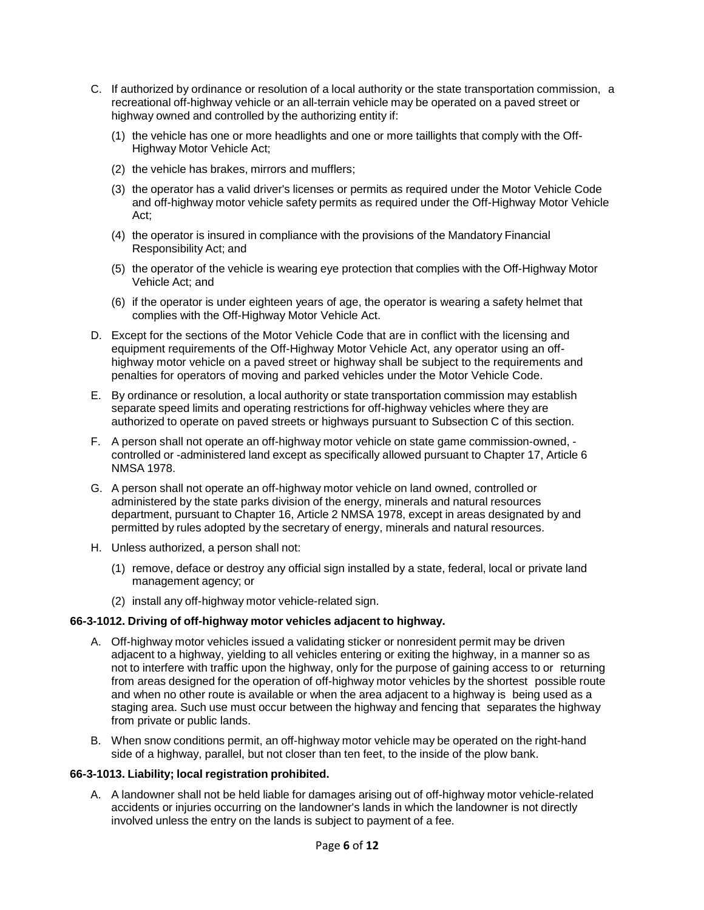C. If authorized by ordinance or resolution of a local authority or the state transportation commission, a recreational off-highway vehicle or an all-terrain vehicle may be operated on a paved street or highway owned and controlled by the authorizing entity if:

   (1) the vehicle has one or more headlights and one or more taillights that comply with the Off-Highway Motor Vehicle Act;

   (2) the vehicle has brakes, mirrors and mufflers;

   (3) the operator has a valid driver's licenses or permits as required under the Motor Vehicle Code and off-highway motor vehicle safety permits as required under the Off-Highway Motor Vehicle Act;

   (4) the operator is insured in compliance with the provisions of the Mandatory Financial Responsibility Act; and

   (5) the operator of the vehicle is wearing eye protection that complies with the Off-Highway Motor Vehicle Act; and

   (6) if the operator is under eighteen years of age, the operator is wearing a safety helmet that complies with the Off-Highway Motor Vehicle Act.

D. Except for the sections of the Motor Vehicle Code that are in conflict with the licensing and equipment requirements of the Off-Highway Motor Vehicle Act, any operator using an off-highway motor vehicle on a paved street or highway shall be subject to the requirements and penalties for operators of moving and parked vehicles under the Motor Vehicle Code.

E. By ordinance or resolution, a local authority or state transportation commission may establish separate speed limits and operating restrictions for off-highway vehicles where they are authorized to operate on paved streets or highways pursuant to Subsection C of this section.

F. A person shall not operate an off-highway motor vehicle on state game commission-owned, -controlled or -administered land except as specifically allowed pursuant to Chapter 17, Article 6 NMSA 1978.

G. A person shall not operate an off-highway motor vehicle on land owned, controlled or administered by the state parks division of the energy, minerals and natural resources department, pursuant to Chapter 16, Article 2 NMSA 1978, except in areas designated by and permitted by rules adopted by the secretary of energy, minerals and natural resources.

H. Unless authorized, a person shall not:

   (1) remove, deface or destroy any official sign installed by a state, federal, local or private land management agency; or

   (2) install any off-highway motor vehicle-related sign.

**66-3-1012. Driving of off-highway motor vehicles adjacent to highway.**

A. Off-highway motor vehicles issued a validating sticker or nonresident permit may be driven adjacent to a highway, yielding to all vehicles entering or exiting the highway, in a manner so as not to interfere with traffic upon the highway, only for the purpose of gaining access to or returning from areas designed for the operation of off-highway motor vehicles by the shortest possible route and when no other route is available or when the area adjacent to a highway is being used as a staging area. Such use must occur between the highway and fencing that separates the highway from private or public lands.

B. When snow conditions permit, an off-highway motor vehicle may be operated on the right-hand side of a highway, parallel, but not closer than ten feet, to the inside of the plow bank.

**66-3-1013. Liability; local registration prohibited.**

A. A landowner shall not be held liable for damages arising out of off-highway motor vehicle-related accidents or injuries occurring on the landowner's lands in which the landowner is not directly involved unless the entry on the lands is subject to payment of a fee.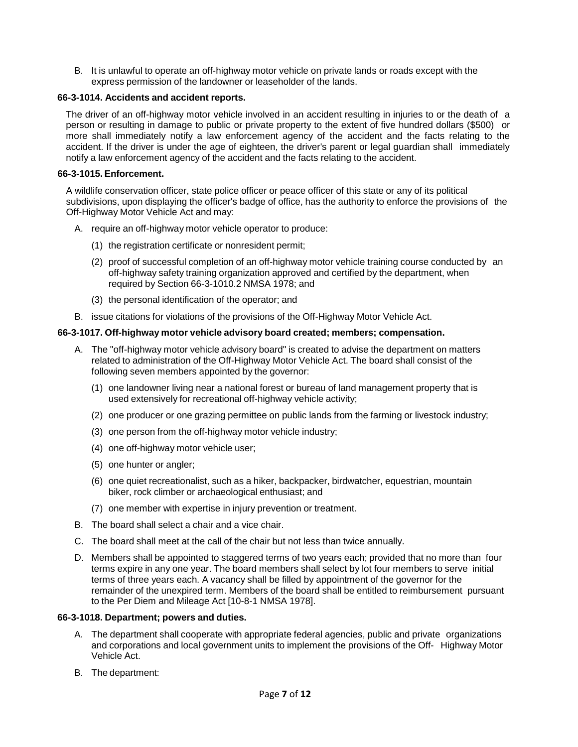B. It is unlawful to operate an off-highway motor vehicle on private lands or roads except with the express permission of the landowner or leaseholder of the lands.

**66-3-1014. Accidents and accident reports.**

The driver of an off-highway motor vehicle involved in an accident resulting in injuries to or the death of a person or resulting in damage to public or private property to the extent of five hundred dollars ($500) or more shall immediately notify a law enforcement agency of the accident and the facts relating to the accident. If the driver is under the age of eighteen, the driver's parent or legal guardian shall immediately notify a law enforcement agency of the accident and the facts relating to the accident.

**66-3-1015. Enforcement.**

A wildlife conservation officer, state police officer or peace officer of this state or any of its political subdivisions, upon displaying the officer's badge of office, has the authority to enforce the provisions of the Off-Highway Motor Vehicle Act and may:

A. require an off-highway motor vehicle operator to produce:

   (1) the registration certificate or nonresident permit;

   (2) proof of successful completion of an off-highway motor vehicle training course conducted by an off-highway safety training organization approved and certified by the department, when required by Section 66-3-1010.2 NMSA 1978; and

   (3) the personal identification of the operator; and

B. issue citations for violations of the provisions of the Off-Highway Motor Vehicle Act.

**66-3-1017. Off-highway motor vehicle advisory board created; members; compensation.**

A. The "off-highway motor vehicle advisory board" is created to advise the department on matters related to administration of the Off-Highway Motor Vehicle Act. The board shall consist of the following seven members appointed by the governor:

   (1) one landowner living near a national forest or bureau of land management property that is used extensively for recreational off-highway vehicle activity;

   (2) one producer or one grazing permittee on public lands from the farming or livestock industry;

   (3) one person from the off-highway motor vehicle industry;

   (4) one off-highway motor vehicle user;

   (5) one hunter or angler;

   (6) one quiet recreationalist, such as a hiker, backpacker, birdwatcher, equestrian, mountain biker, rock climber or archaeological enthusiast; and

   (7) one member with expertise in injury prevention or treatment.

B. The board shall select a chair and a vice chair.

C. The board shall meet at the call of the chair but not less than twice annually.

D. Members shall be appointed to staggered terms of two years each; provided that no more than four terms expire in any one year. The board members shall select by lot four members to serve initial terms of three years each. A vacancy shall be filled by appointment of the governor for the remainder of the unexpired term. Members of the board shall be entitled to reimbursement pursuant to the Per Diem and Mileage Act [10-8-1 NMSA 1978].

**66-3-1018. Department; powers and duties.**

A. The department shall cooperate with appropriate federal agencies, public and private organizations and corporations and local government units to implement the provisions of the Off- Highway Motor Vehicle Act.

B. The department: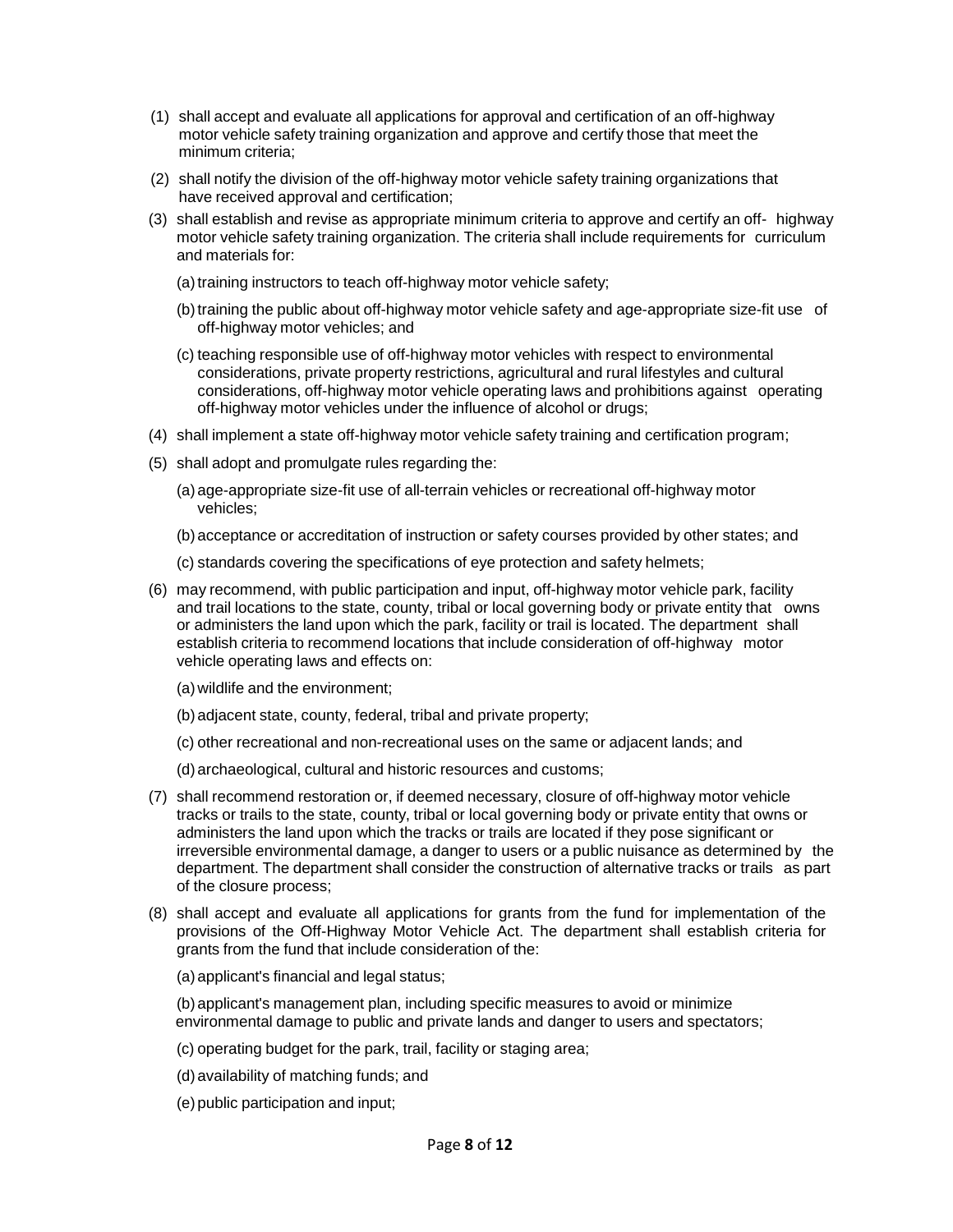(1) shall accept and evaluate all applications for approval and certification of an off-highway motor vehicle safety training organization and approve and certify those that meet the minimum criteria;

(2) shall notify the division of the off-highway motor vehicle safety training organizations that have received approval and certification;

(3) shall establish and revise as appropriate minimum criteria to approve and certify an off-highway motor vehicle safety training organization. The criteria shall include requirements for curriculum and materials for:

(a) training instructors to teach off-highway motor vehicle safety;

(b) training the public about off-highway motor vehicle safety and age-appropriate size-fit use of off-highway motor vehicles; and

(c) teaching responsible use of off-highway motor vehicles with respect to environmental considerations, private property restrictions, agricultural and rural lifestyles and cultural considerations, off-highway motor vehicle operating laws and prohibitions against operating off-highway motor vehicles under the influence of alcohol or drugs;

(4) shall implement a state off-highway motor vehicle safety training and certification program;

(5) shall adopt and promulgate rules regarding the:

(a) age-appropriate size-fit use of all-terrain vehicles or recreational off-highway motor vehicles;

(b) acceptance or accreditation of instruction or safety courses provided by other states; and

(c) standards covering the specifications of eye protection and safety helmets;

(6) may recommend, with public participation and input, off-highway motor vehicle park, facility and trail locations to the state, county, tribal or local governing body or private entity that owns or administers the land upon which the park, facility or trail is located. The department shall establish criteria to recommend locations that include consideration of off-highway motor vehicle operating laws and effects on:

(a) wildlife and the environment;

(b) adjacent state, county, federal, tribal and private property;

(c) other recreational and non-recreational uses on the same or adjacent lands; and

(d) archaeological, cultural and historic resources and customs;

(7) shall recommend restoration or, if deemed necessary, closure of off-highway motor vehicle tracks or trails to the state, county, tribal or local governing body or private entity that owns or administers the land upon which the tracks or trails are located if they pose significant or irreversible environmental damage, a danger to users or a public nuisance as determined by the department. The department shall consider the construction of alternative tracks or trails as part of the closure process;

(8) shall accept and evaluate all applications for grants from the fund for implementation of the provisions of the Off-Highway Motor Vehicle Act. The department shall establish criteria for grants from the fund that include consideration of the:

(a) applicant's financial and legal status;

(b) applicant's management plan, including specific measures to avoid or minimize environmental damage to public and private lands and danger to users and spectators;

(c) operating budget for the park, trail, facility or staging area;

(d) availability of matching funds; and

(e) public participation and input;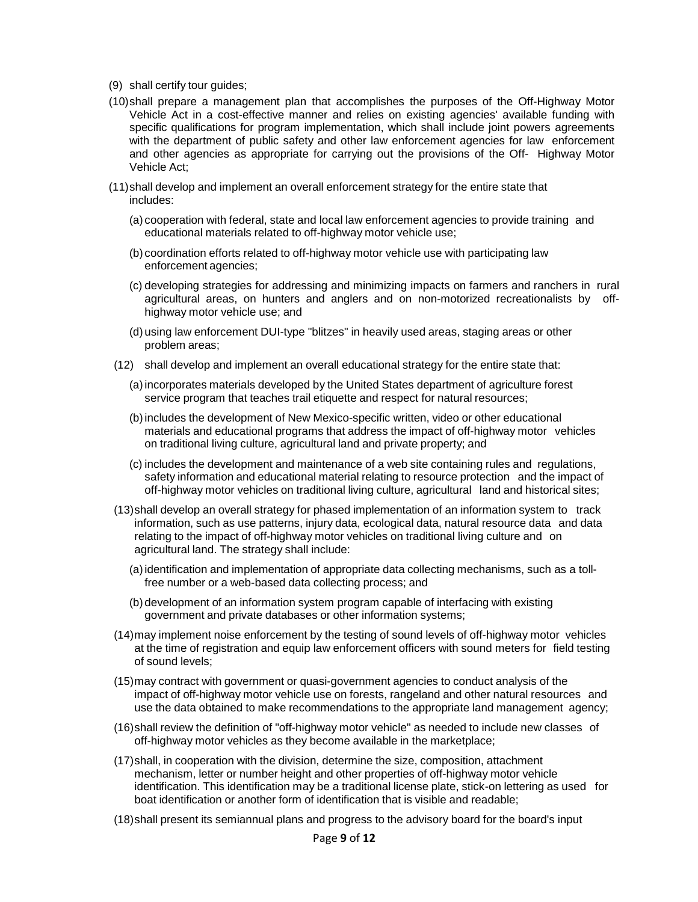(9) shall certify tour guides;

(10) shall prepare a management plan that accomplishes the purposes of the Off-Highway Motor Vehicle Act in a cost-effective manner and relies on existing agencies' available funding with specific qualifications for program implementation, which shall include joint powers agreements with the department of public safety and other law enforcement agencies for law enforcement and other agencies as appropriate for carrying out the provisions of the Off- Highway Motor Vehicle Act;

(11) shall develop and implement an overall enforcement strategy for the entire state that includes:

  (a) cooperation with federal, state and local law enforcement agencies to provide training and educational materials related to off-highway motor vehicle use;

  (b) coordination efforts related to off-highway motor vehicle use with participating law enforcement agencies;

  (c) developing strategies for addressing and minimizing impacts on farmers and ranchers in rural agricultural areas, on hunters and anglers and on non-motorized recreationalists by off-highway motor vehicle use; and

  (d) using law enforcement DUI-type "blitzes" in heavily used areas, staging areas or other problem areas;

(12) shall develop and implement an overall educational strategy for the entire state that:

  (a) incorporates materials developed by the United States department of agriculture forest service program that teaches trail etiquette and respect for natural resources;

  (b) includes the development of New Mexico-specific written, video or other educational materials and educational programs that address the impact of off-highway motor vehicles on traditional living culture, agricultural land and private property; and

  (c) includes the development and maintenance of a web site containing rules and regulations, safety information and educational material relating to resource protection and the impact of off-highway motor vehicles on traditional living culture, agricultural land and historical sites;

(13) shall develop an overall strategy for phased implementation of an information system to track information, such as use patterns, injury data, ecological data, natural resource data and data relating to the impact of off-highway motor vehicles on traditional living culture and on agricultural land. The strategy shall include:

  (a) identification and implementation of appropriate data collecting mechanisms, such as a toll-free number or a web-based data collecting process; and

  (b) development of an information system program capable of interfacing with existing government and private databases or other information systems;

(14) may implement noise enforcement by the testing of sound levels of off-highway motor vehicles at the time of registration and equip law enforcement officers with sound meters for field testing of sound levels;

(15) may contract with government or quasi-government agencies to conduct analysis of the impact of off-highway motor vehicle use on forests, rangeland and other natural resources and use the data obtained to make recommendations to the appropriate land management agency;

(16) shall review the definition of "off-highway motor vehicle" as needed to include new classes of off-highway motor vehicles as they become available in the marketplace;

(17) shall, in cooperation with the division, determine the size, composition, attachment mechanism, letter or number height and other properties of off-highway motor vehicle identification. This identification may be a traditional license plate, stick-on lettering as used for boat identification or another form of identification that is visible and readable;

(18) shall present its semiannual plans and progress to the advisory board for the board's input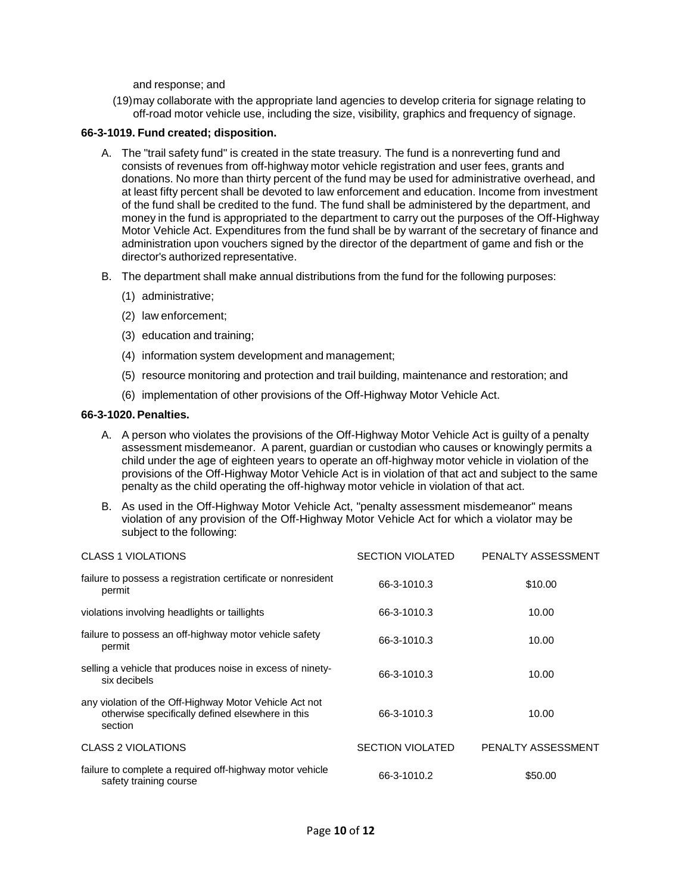and response; and

(19) may collaborate with the appropriate land agencies to develop criteria for signage relating to off-road motor vehicle use, including the size, visibility, graphics and frequency of signage.

**66-3-1019. Fund created; disposition.**

A. The "trail safety fund" is created in the state treasury. The fund is a nonreverting fund and consists of revenues from off-highway motor vehicle registration and user fees, grants and donations. No more than thirty percent of the fund may be used for administrative overhead, and at least fifty percent shall be devoted to law enforcement and education. Income from investment of the fund shall be credited to the fund. The fund shall be administered by the department, and money in the fund is appropriated to the department to carry out the purposes of the Off-Highway Motor Vehicle Act. Expenditures from the fund shall be by warrant of the secretary of finance and administration upon vouchers signed by the director of the department of game and fish or the director's authorized representative.

B. The department shall make annual distributions from the fund for the following purposes:

(1) administrative;

(2) law enforcement;

(3) education and training;

(4) information system development and management;

(5) resource monitoring and protection and trail building, maintenance and restoration; and

(6) implementation of other provisions of the Off-Highway Motor Vehicle Act.

**66-3-1020. Penalties.**

A. A person who violates the provisions of the Off-Highway Motor Vehicle Act is guilty of a penalty assessment misdemeanor. A parent, guardian or custodian who causes or knowingly permits a child under the age of eighteen years to operate an off-highway motor vehicle in violation of the provisions of the Off-Highway Motor Vehicle Act is in violation of that act and subject to the same penalty as the child operating the off-highway motor vehicle in violation of that act.

B. As used in the Off-Highway Motor Vehicle Act, "penalty assessment misdemeanor" means violation of any provision of the Off-Highway Motor Vehicle Act for which a violator may be subject to the following:

| CLASS 1 VIOLATIONS | SECTION VIOLATED | PENALTY ASSESSMENT |
|---|---|---|
| failure to possess a registration certificate or nonresident permit | 66-3-1010.3 | $10.00 |
| violations involving headlights or taillights | 66-3-1010.3 | 10.00 |
| failure to possess an off-highway motor vehicle safety permit | 66-3-1010.3 | 10.00 |
| selling a vehicle that produces noise in excess of ninety-six decibels | 66-3-1010.3 | 10.00 |
| any violation of the Off-Highway Motor Vehicle Act not otherwise specifically defined elsewhere in this section | 66-3-1010.3 | 10.00 |
| CLASS 2 VIOLATIONS | SECTION VIOLATED | PENALTY ASSESSMENT |
| failure to complete a required off-highway motor vehicle safety training course | 66-3-1010.2 | $50.00 |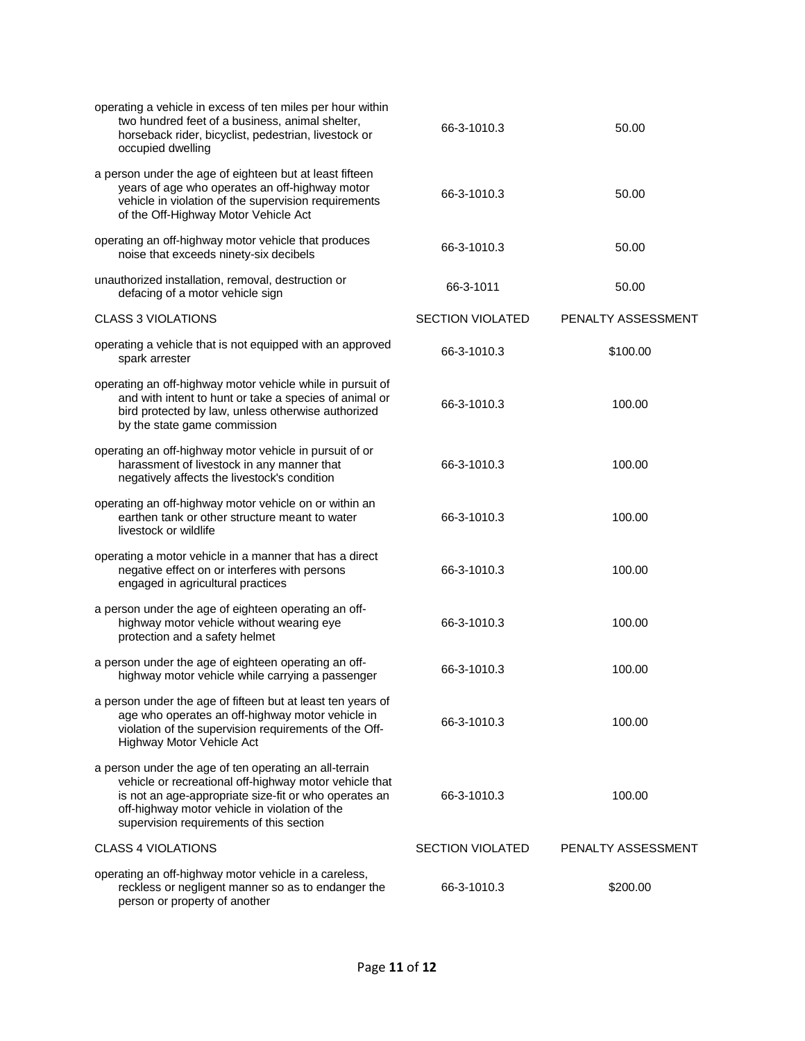| | | |
|---|---|---|
| operating a vehicle in excess of ten miles per hour within two hundred feet of a business, animal shelter, horseback rider, bicyclist, pedestrian, livestock or occupied dwelling | 66-3-1010.3 | 50.00 |
| a person under the age of eighteen but at least fifteen years of age who operates an off-highway motor vehicle in violation of the supervision requirements of the Off-Highway Motor Vehicle Act | 66-3-1010.3 | 50.00 |
| operating an off-highway motor vehicle that produces noise that exceeds ninety-six decibels | 66-3-1010.3 | 50.00 |
| unauthorized installation, removal, destruction or defacing of a motor vehicle sign | 66-3-1011 | 50.00 |
| CLASS 3 VIOLATIONS | SECTION VIOLATED | PENALTY ASSESSMENT |
| operating a vehicle that is not equipped with an approved spark arrester | 66-3-1010.3 | $100.00 |
| operating an off-highway motor vehicle while in pursuit of and with intent to hunt or take a species of animal or bird protected by law, unless otherwise authorized by the state game commission | 66-3-1010.3 | 100.00 |
| operating an off-highway motor vehicle in pursuit of or harassment of livestock in any manner that negatively affects the livestock's condition | 66-3-1010.3 | 100.00 |
| operating an off-highway motor vehicle on or within an earthen tank or other structure meant to water livestock or wildlife | 66-3-1010.3 | 100.00 |
| operating a motor vehicle in a manner that has a direct negative effect on or interferes with persons engaged in agricultural practices | 66-3-1010.3 | 100.00 |
| a person under the age of eighteen operating an off-highway motor vehicle without wearing eye protection and a safety helmet | 66-3-1010.3 | 100.00 |
| a person under the age of eighteen operating an off-highway motor vehicle while carrying a passenger | 66-3-1010.3 | 100.00 |
| a person under the age of fifteen but at least ten years of age who operates an off-highway motor vehicle in violation of the supervision requirements of the Off-Highway Motor Vehicle Act | 66-3-1010.3 | 100.00 |
| a person under the age of ten operating an all-terrain vehicle or recreational off-highway motor vehicle that is not an age-appropriate size-fit or who operates an off-highway motor vehicle in violation of the supervision requirements of this section | 66-3-1010.3 | 100.00 |
| CLASS 4 VIOLATIONS | SECTION VIOLATED | PENALTY ASSESSMENT |
| operating an off-highway motor vehicle in a careless, reckless or negligent manner so as to endanger the person or property of another | 66-3-1010.3 | $200.00 |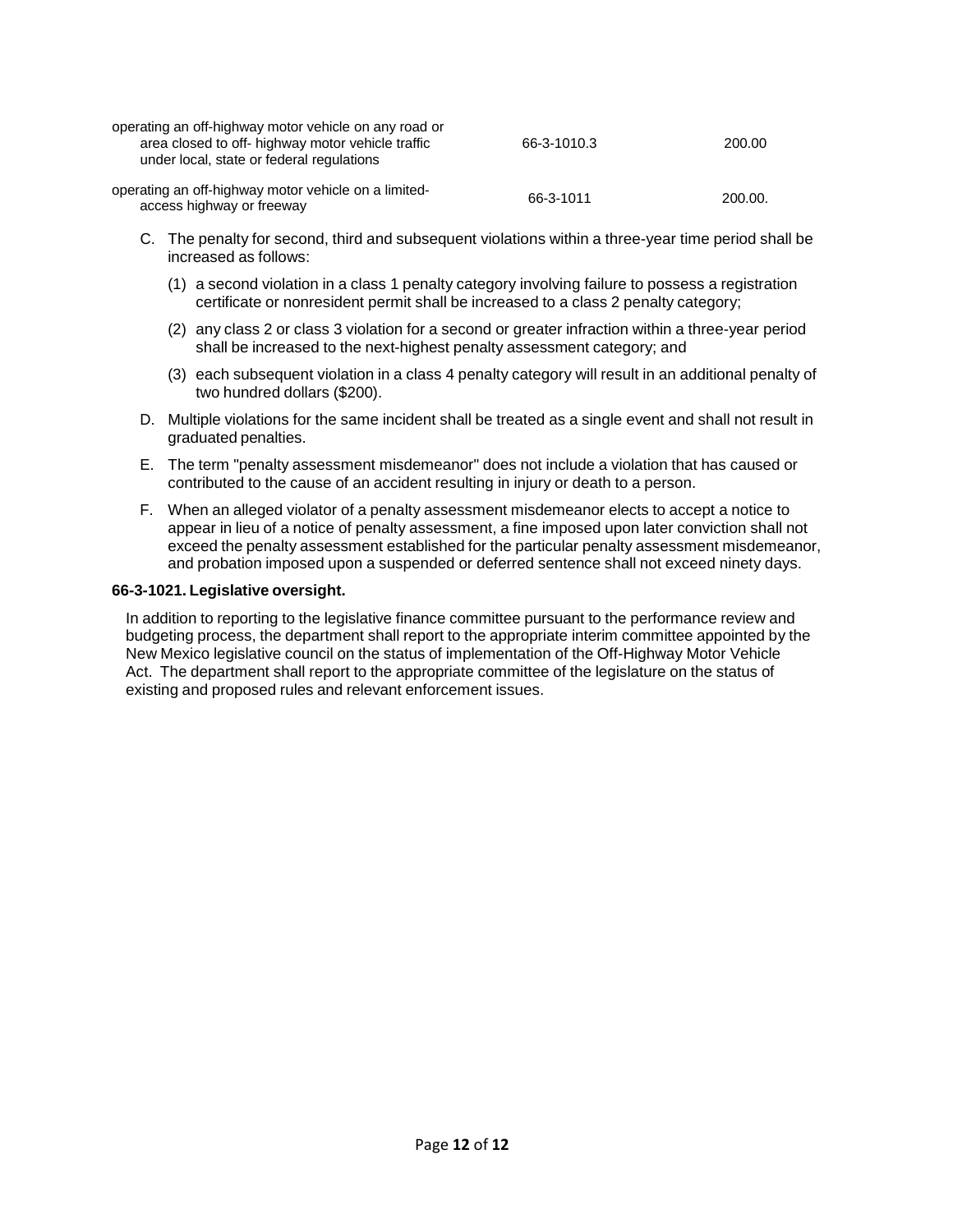| | | |
|---|---|---|
| operating an off-highway motor vehicle on any road or area closed to off- highway motor vehicle traffic under local, state or federal regulations | 66-3-1010.3 | 200.00 |
| operating an off-highway motor vehicle on a limited-access highway or freeway | 66-3-1011 | 200.00. |

C. The penalty for second, third and subsequent violations within a three-year time period shall be increased as follows:

(1) a second violation in a class 1 penalty category involving failure to possess a registration certificate or nonresident permit shall be increased to a class 2 penalty category;

(2) any class 2 or class 3 violation for a second or greater infraction within a three-year period shall be increased to the next-highest penalty assessment category; and

(3) each subsequent violation in a class 4 penalty category will result in an additional penalty of two hundred dollars ($200).

D. Multiple violations for the same incident shall be treated as a single event and shall not result in graduated penalties.

E. The term "penalty assessment misdemeanor" does not include a violation that has caused or contributed to the cause of an accident resulting in injury or death to a person.

F. When an alleged violator of a penalty assessment misdemeanor elects to accept a notice to appear in lieu of a notice of penalty assessment, a fine imposed upon later conviction shall not exceed the penalty assessment established for the particular penalty assessment misdemeanor, and probation imposed upon a suspended or deferred sentence shall not exceed ninety days.

**66-3-1021. Legislative oversight.**

In addition to reporting to the legislative finance committee pursuant to the performance review and budgeting process, the department shall report to the appropriate interim committee appointed by the New Mexico legislative council on the status of implementation of the Off-Highway Motor Vehicle Act. The department shall report to the appropriate committee of the legislature on the status of existing and proposed rules and relevant enforcement issues.